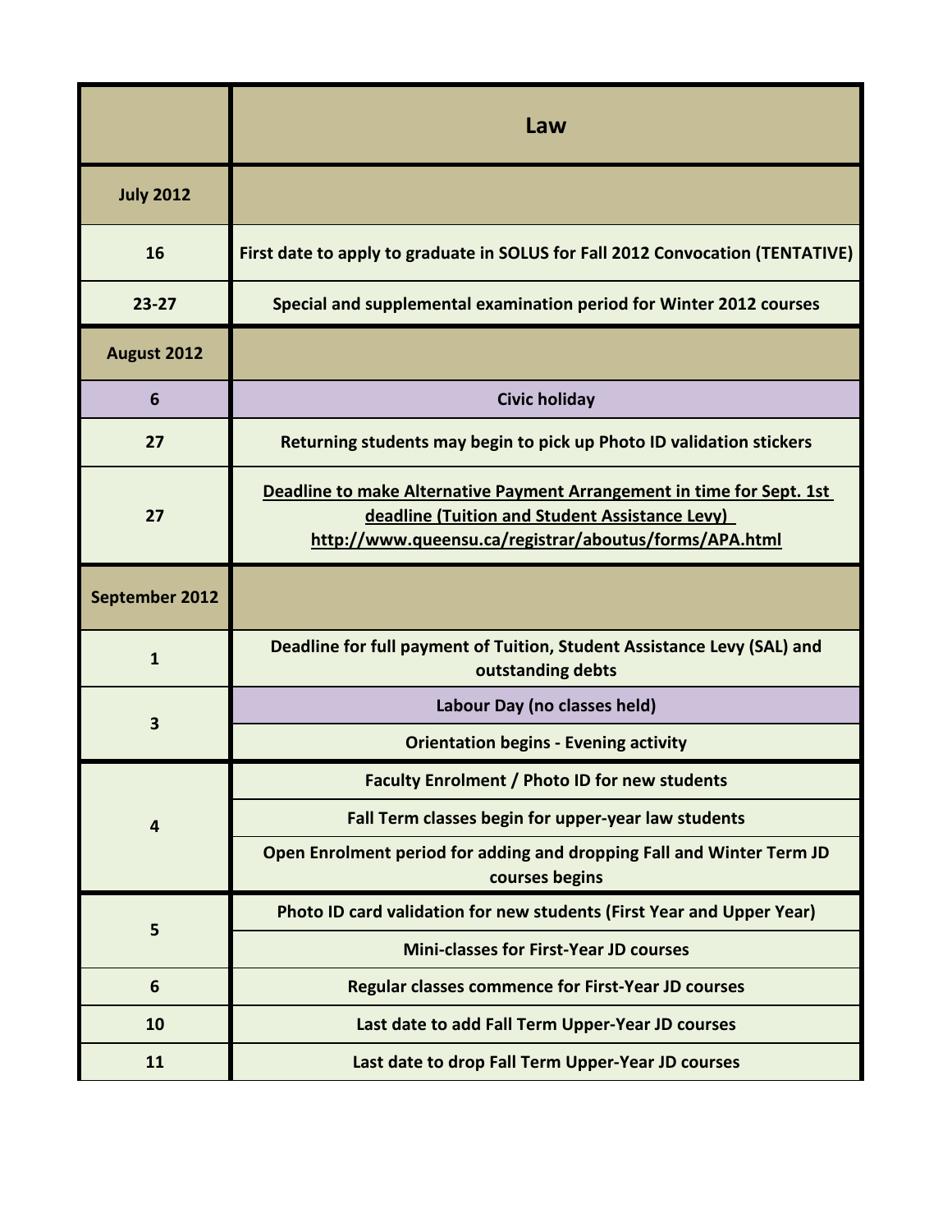| | Law |
|---|---|
| **July 2012** | |
| 16 | First date to apply to graduate in SOLUS for Fall 2012 Convocation (TENTATIVE) |
| 23-27 | Special and supplemental examination period for Winter 2012 courses |
| **August 2012** | |
| 6 | Civic holiday |
| 27 | Returning students may begin to pick up Photo ID validation stickers |
| 27 | Deadline to make Alternative Payment Arrangement in time for Sept. 1st deadline (Tuition and Student Assistance Levy) http://www.queensu.ca/registrar/aboutus/forms/APA.html |
| **September 2012** | |
| 1 | Deadline for full payment of Tuition, Student Assistance Levy (SAL) and outstanding debts |
| 3 | Labour Day (no classes held) |
| 3 | Orientation begins - Evening activity |
| 4 | Faculty Enrolment / Photo ID for new students |
| 4 | Fall Term classes begin for upper-year law students |
| 4 | Open Enrolment period for adding and dropping Fall and Winter Term JD courses begins |
| 5 | Photo ID card validation for new students (First Year and Upper Year) |
| 5 | Mini-classes for First-Year JD courses |
| 6 | Regular classes commence for First-Year JD courses |
| 10 | Last date to add Fall Term Upper-Year JD courses |
| 11 | Last date to drop Fall Term Upper-Year JD courses |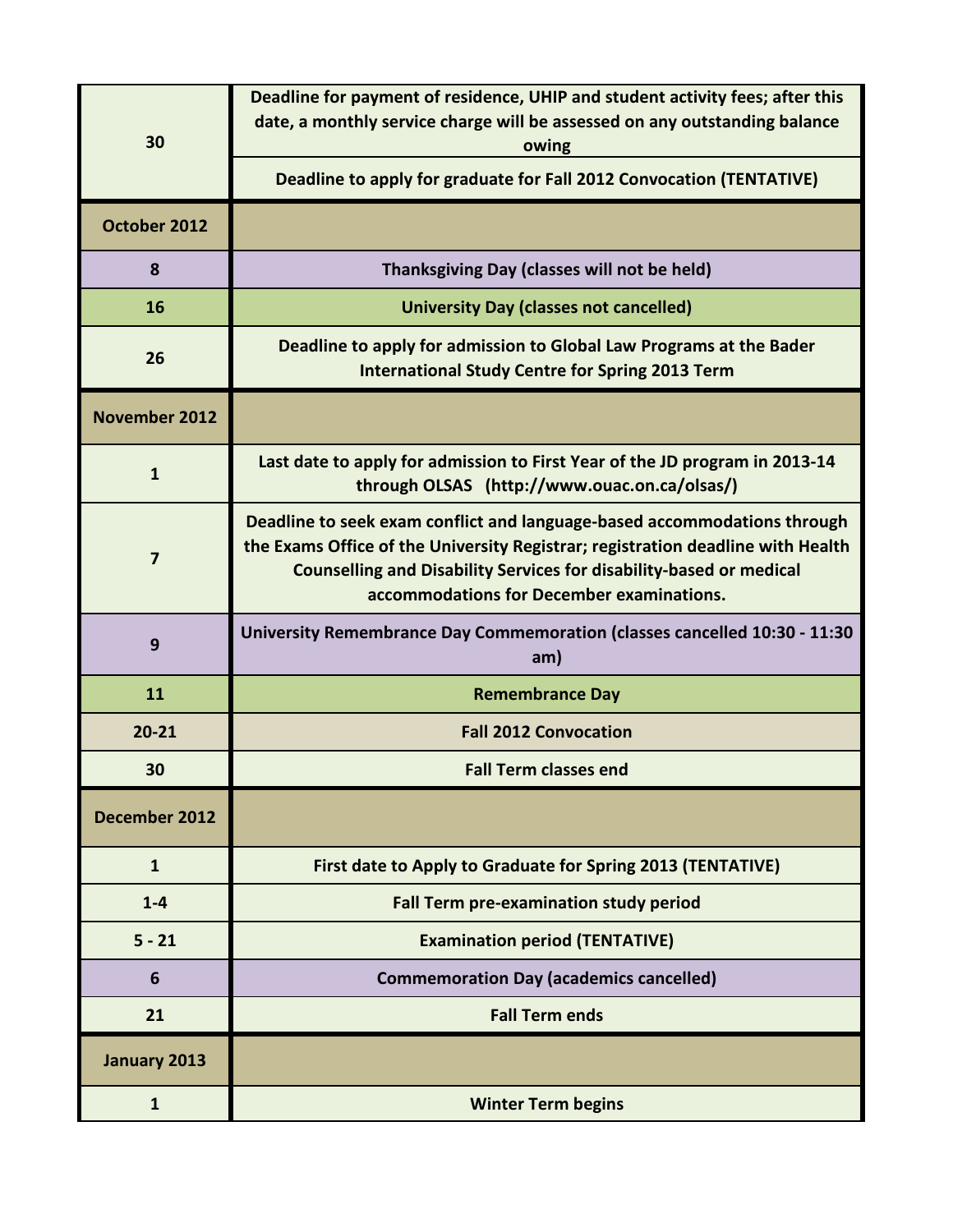| | |
|---|---|
| 30 | Deadline for payment of residence, UHIP and student activity fees; after this date, a monthly service charge will be assessed on any outstanding balance owing |
| | Deadline to apply for graduate for Fall 2012 Convocation (TENTATIVE) |
| **October 2012** | |
| 8 | Thanksgiving Day (classes will not be held) |
| 16 | University Day (classes not cancelled) |
| 26 | Deadline to apply for admission to Global Law Programs at the Bader International Study Centre for Spring 2013 Term |
| **November 2012** | |
| 1 | Last date to apply for admission to First Year of the JD program in 2013-14 through OLSAS (http://www.ouac.on.ca/olsas/) |
| 7 | Deadline to seek exam conflict and language-based accommodations through the Exams Office of the University Registrar; registration deadline with Health Counselling and Disability Services for disability-based or medical accommodations for December examinations. |
| 9 | University Remembrance Day Commemoration (classes cancelled 10:30 - 11:30 am) |
| 11 | Remembrance Day |
| 20-21 | Fall 2012 Convocation |
| 30 | Fall Term classes end |
| **December 2012** | |
| 1 | First date to Apply to Graduate for Spring 2013 (TENTATIVE) |
| 1-4 | Fall Term pre-examination study period |
| 5 - 21 | Examination period (TENTATIVE) |
| 6 | Commemoration Day (academics cancelled) |
| 21 | Fall Term ends |
| **January 2013** | |
| 1 | Winter Term begins |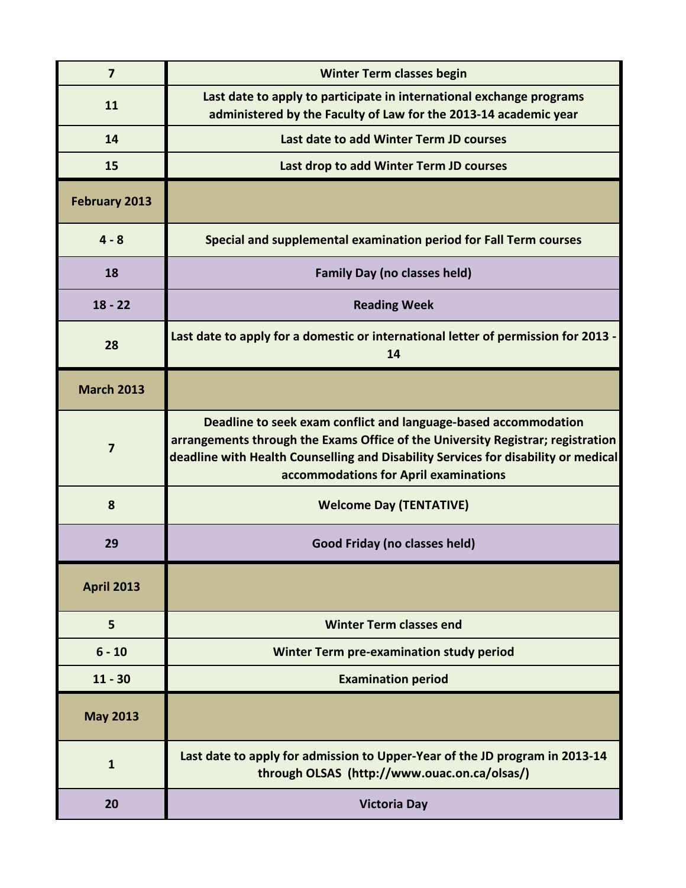| | |
|---|---|
| **7** | **Winter Term classes begin** |
| **11** | **Last date to apply to participate in international exchange programs administered by the Faculty of Law for the 2013-14 academic year** |
| **14** | **Last date to add Winter Term JD courses** |
| **15** | **Last drop to add Winter Term JD courses** |
| **February 2013** | |
| **4 - 8** | **Special and supplemental examination period for Fall Term courses** |
| **18** | **Family Day (no classes held)** |
| **18 - 22** | **Reading Week** |
| **28** | **Last date to apply for a domestic or international letter of permission for 2013 - 14** |
| **March 2013** | |
| **7** | **Deadline to seek exam conflict and language-based accommodation arrangements through the Exams Office of the University Registrar; registration deadline with Health Counselling and Disability Services for disability or medical accommodations for April examinations** |
| **8** | **Welcome Day (TENTATIVE)** |
| **29** | **Good Friday (no classes held)** |
| **April 2013** | |
| **5** | **Winter Term classes end** |
| **6 - 10** | **Winter Term pre-examination study period** |
| **11 - 30** | **Examination period** |
| **May 2013** | |
| **1** | **Last date to apply for admission to Upper-Year of the JD program in 2013-14 through OLSAS (http://www.ouac.on.ca/olsas/)** |
| **20** | **Victoria Day** |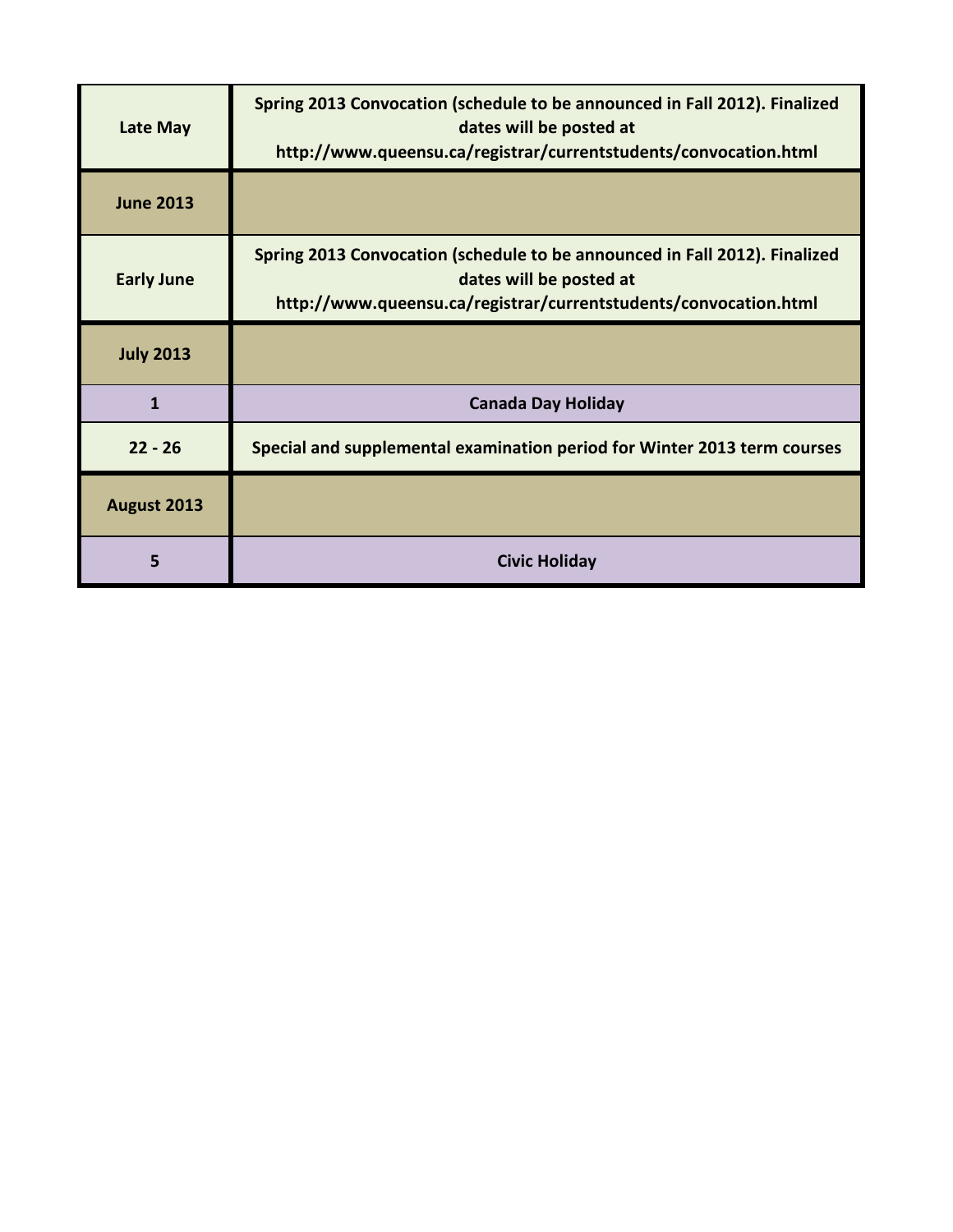| | |
|---|---|
| **Late May** | **Spring 2013 Convocation (schedule to be announced in Fall 2012). Finalized dates will be posted at http://www.queensu.ca/registrar/currentstudents/convocation.html** |
| **June 2013** | |
| **Early June** | **Spring 2013 Convocation (schedule to be announced in Fall 2012). Finalized dates will be posted at http://www.queensu.ca/registrar/currentstudents/convocation.html** |
| **July 2013** | |
| **1** | **Canada Day Holiday** |
| **22 - 26** | **Special and supplemental examination period for Winter 2013 term courses** |
| **August 2013** | |
| **5** | **Civic Holiday** |